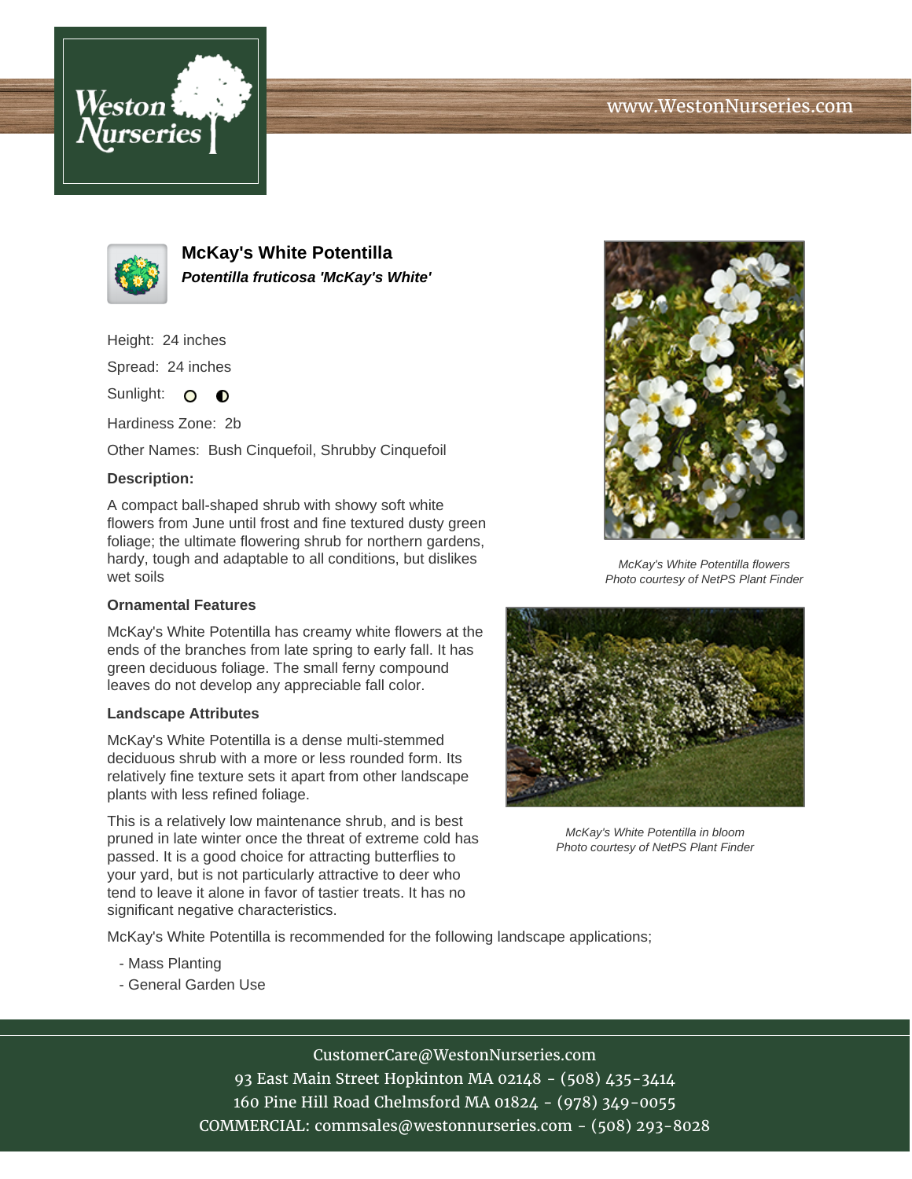# McKay's White Potentilla

***Potentilla fruticosa 'McKay's White'***

Height: 24 inches

Spread: 24 inches

Sunlight:

Hardiness Zone: 2b

Other Names: Bush Cinquefoil, Shrubby Cinquefoil

**Description:**

A compact ball-shaped shrub with showy soft white flowers from June until frost and fine textured dusty green foliage; the ultimate flowering shrub for northern gardens, hardy, tough and adaptable to all conditions, but dislikes wet soils

**Ornamental Features**

McKay's White Potentilla has creamy white flowers at the ends of the branches from late spring to early fall. It has green deciduous foliage. The small ferny compound leaves do not develop any appreciable fall color.

**Landscape Attributes**

McKay's White Potentilla is a dense multi-stemmed deciduous shrub with a more or less rounded form. Its relatively fine texture sets it apart from other landscape plants with less refined foliage.

This is a relatively low maintenance shrub, and is best pruned in late winter once the threat of extreme cold has passed. It is a good choice for attracting butterflies to your yard, but is not particularly attractive to deer who tend to leave it alone in favor of tastier treats. It has no significant negative characteristics.

McKay's White Potentilla is recommended for the following landscape applications;

- Mass Planting
- General Garden Use

*McKay's White Potentilla flowers*
*Photo courtesy of NetPS Plant Finder*

*McKay's White Potentilla in bloom*
*Photo courtesy of NetPS Plant Finder*

CustomerCare@WestonNurseries.com
93 East Main Street Hopkinton MA 02148 - (508) 435-3414
160 Pine Hill Road Chelmsford MA 01824 - (978) 349-0055
COMMERCIAL: commsales@westonnurseries.com - (508) 293-8028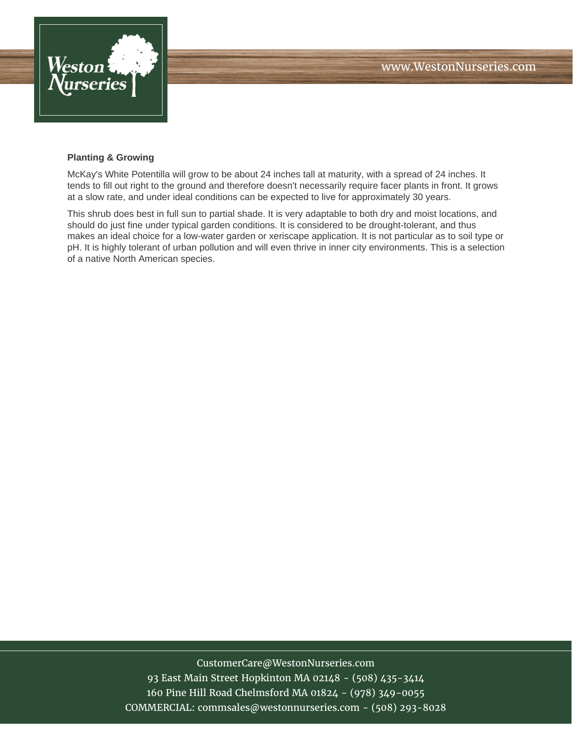### Planting & Growing

McKay's White Potentilla will grow to be about 24 inches tall at maturity, with a spread of 24 inches. It tends to fill out right to the ground and therefore doesn't necessarily require facer plants in front. It grows at a slow rate, and under ideal conditions can be expected to live for approximately 30 years.

This shrub does best in full sun to partial shade. It is very adaptable to both dry and moist locations, and should do just fine under typical garden conditions. It is considered to be drought-tolerant, and thus makes an ideal choice for a low-water garden or xeriscape application. It is not particular as to soil type or pH. It is highly tolerant of urban pollution and will even thrive in inner city environments. This is a selection of a native North American species.